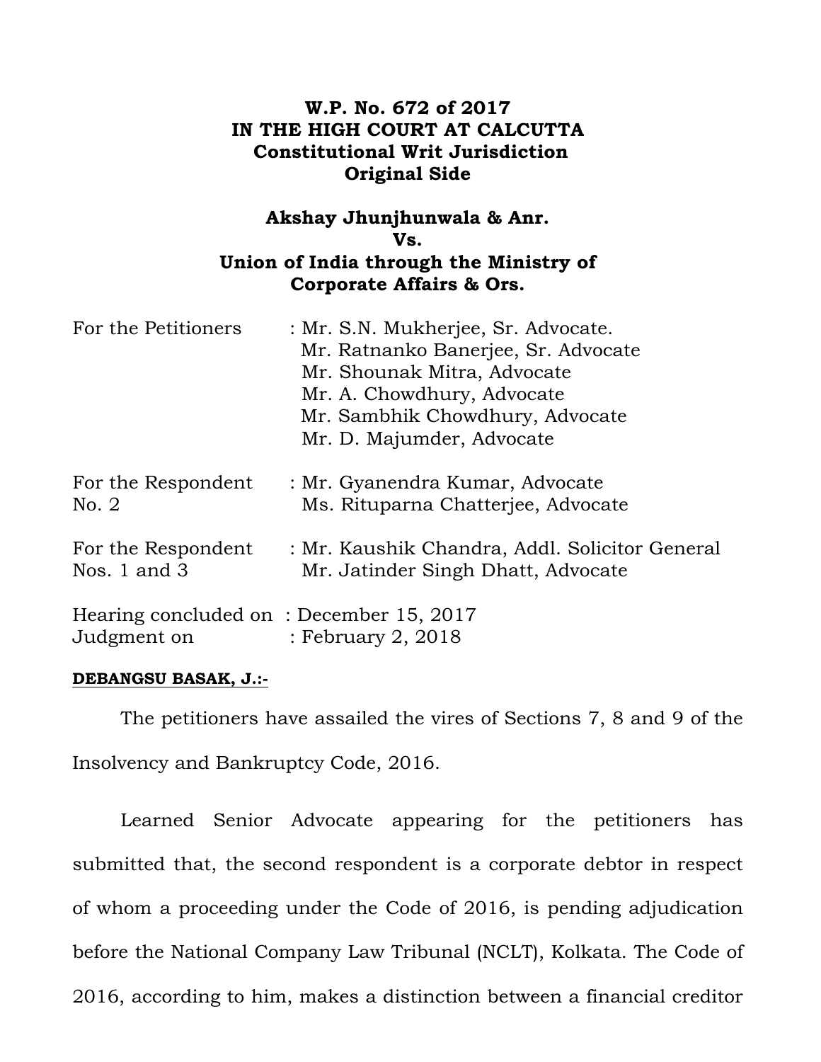**W.P. No. 672 of 2017**
**IN THE HIGH COURT AT CALCUTTA**
**Constitutional Writ Jurisdiction**
**Original Side**

**Akshay Jhunjhunwala & Anr.**
**Vs.**
**Union of India through the Ministry of Corporate Affairs & Ors.**

| | |
|---|---|
| For the Petitioners | : Mr. S.N. Mukherjee, Sr. Advocate.<br>Mr. Ratnanko Banerjee, Sr. Advocate<br>Mr. Shounak Mitra, Advocate<br>Mr. A. Chowdhury, Advocate<br>Mr. Sambhik Chowdhury, Advocate<br>Mr. D. Majumder, Advocate |
| For the Respondent No. 2 | : Mr. Gyanendra Kumar, Advocate<br>Ms. Rituparna Chatterjee, Advocate |
| For the Respondent Nos. 1 and 3 | : Mr. Kaushik Chandra, Addl. Solicitor General<br>Mr. Jatinder Singh Dhatt, Advocate |
| Hearing concluded on | : December 15, 2017 |
| Judgment on | : February 2, 2018 |

**DEBANGSU BASAK, J.:-**

The petitioners have assailed the vires of Sections 7, 8 and 9 of the Insolvency and Bankruptcy Code, 2016.

Learned Senior Advocate appearing for the petitioners has submitted that, the second respondent is a corporate debtor in respect of whom a proceeding under the Code of 2016, is pending adjudication before the National Company Law Tribunal (NCLT), Kolkata. The Code of 2016, according to him, makes a distinction between a financial creditor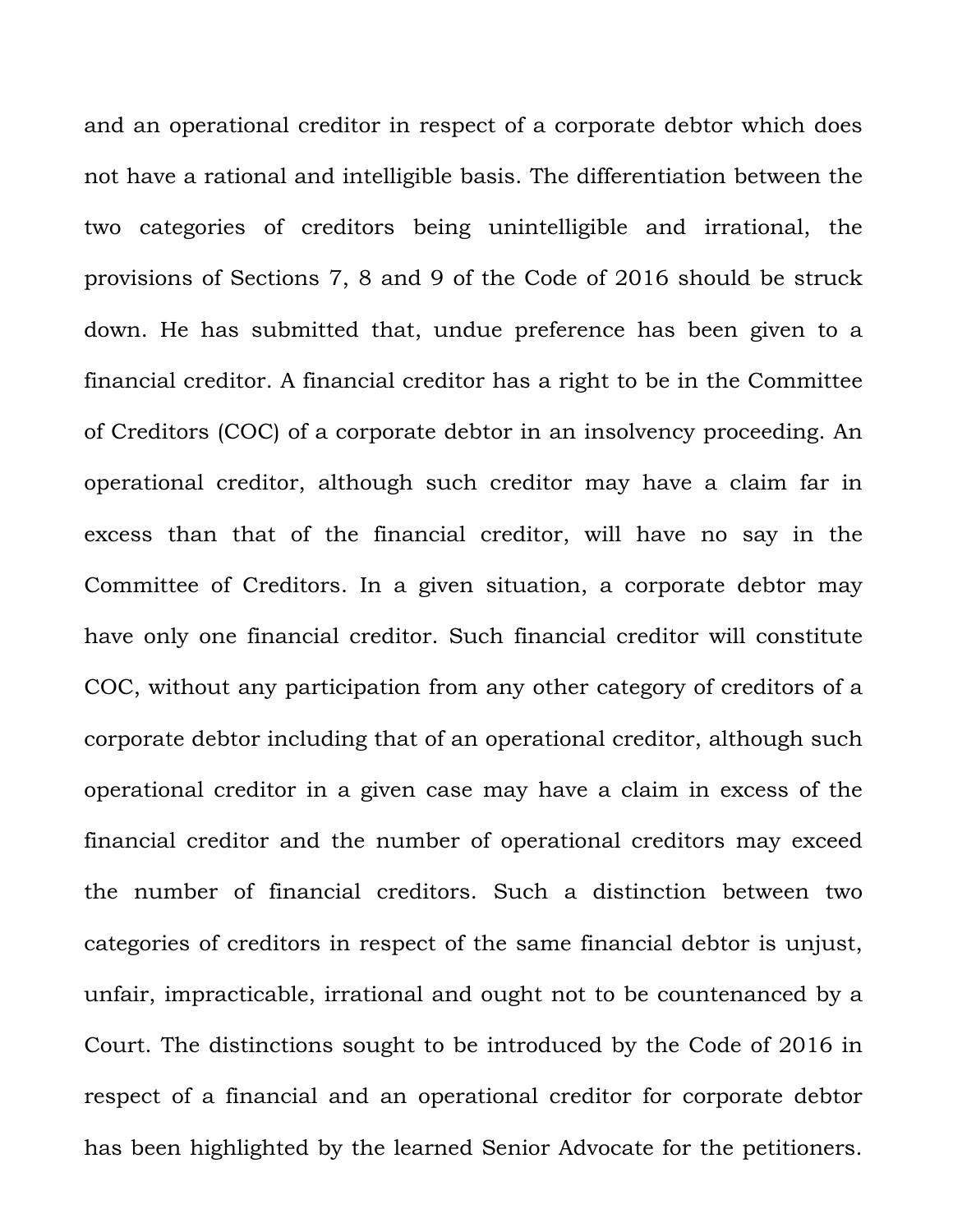and an operational creditor in respect of a corporate debtor which does not have a rational and intelligible basis. The differentiation between the two categories of creditors being unintelligible and irrational, the provisions of Sections 7, 8 and 9 of the Code of 2016 should be struck down. He has submitted that, undue preference has been given to a financial creditor. A financial creditor has a right to be in the Committee of Creditors (COC) of a corporate debtor in an insolvency proceeding. An operational creditor, although such creditor may have a claim far in excess than that of the financial creditor, will have no say in the Committee of Creditors. In a given situation, a corporate debtor may have only one financial creditor. Such financial creditor will constitute COC, without any participation from any other category of creditors of a corporate debtor including that of an operational creditor, although such operational creditor in a given case may have a claim in excess of the financial creditor and the number of operational creditors may exceed the number of financial creditors. Such a distinction between two categories of creditors in respect of the same financial debtor is unjust, unfair, impracticable, irrational and ought not to be countenanced by a Court. The distinctions sought to be introduced by the Code of 2016 in respect of a financial and an operational creditor for corporate debtor has been highlighted by the learned Senior Advocate for the petitioners.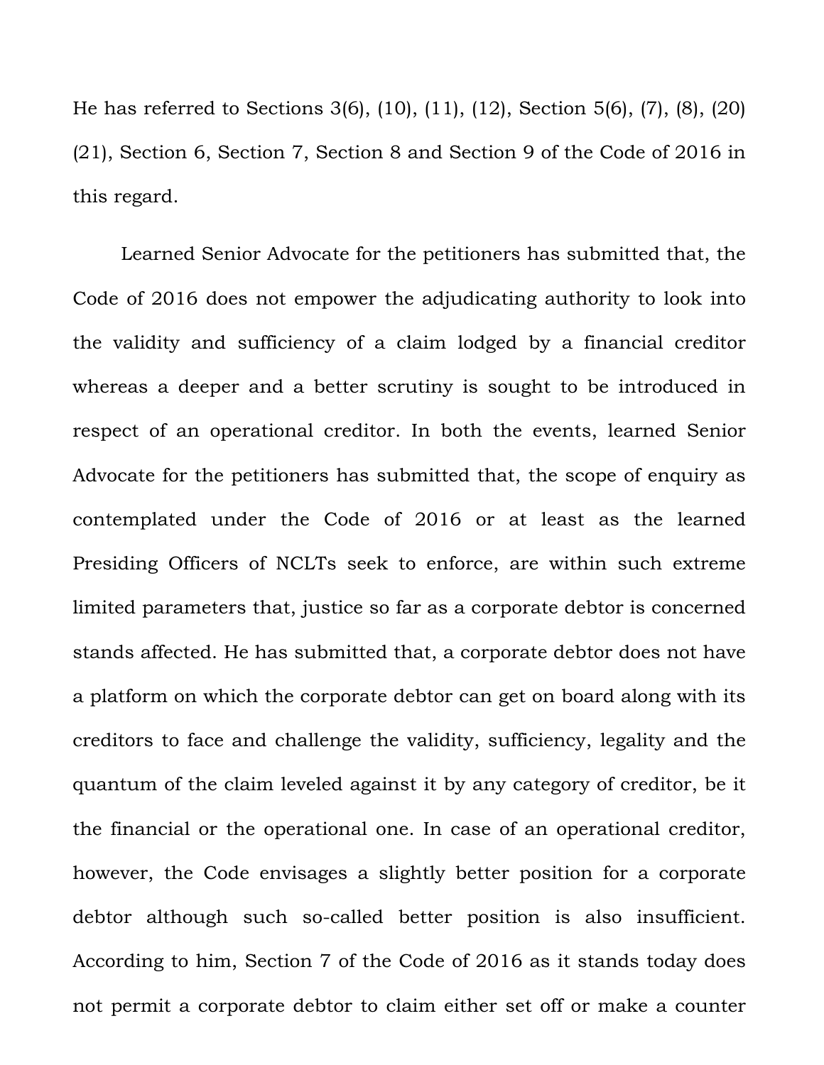He has referred to Sections 3(6), (10), (11), (12), Section 5(6), (7), (8), (20) (21), Section 6, Section 7, Section 8 and Section 9 of the Code of 2016 in this regard.

Learned Senior Advocate for the petitioners has submitted that, the Code of 2016 does not empower the adjudicating authority to look into the validity and sufficiency of a claim lodged by a financial creditor whereas a deeper and a better scrutiny is sought to be introduced in respect of an operational creditor. In both the events, learned Senior Advocate for the petitioners has submitted that, the scope of enquiry as contemplated under the Code of 2016 or at least as the learned Presiding Officers of NCLTs seek to enforce, are within such extreme limited parameters that, justice so far as a corporate debtor is concerned stands affected. He has submitted that, a corporate debtor does not have a platform on which the corporate debtor can get on board along with its creditors to face and challenge the validity, sufficiency, legality and the quantum of the claim leveled against it by any category of creditor, be it the financial or the operational one. In case of an operational creditor, however, the Code envisages a slightly better position for a corporate debtor although such so-called better position is also insufficient. According to him, Section 7 of the Code of 2016 as it stands today does not permit a corporate debtor to claim either set off or make a counter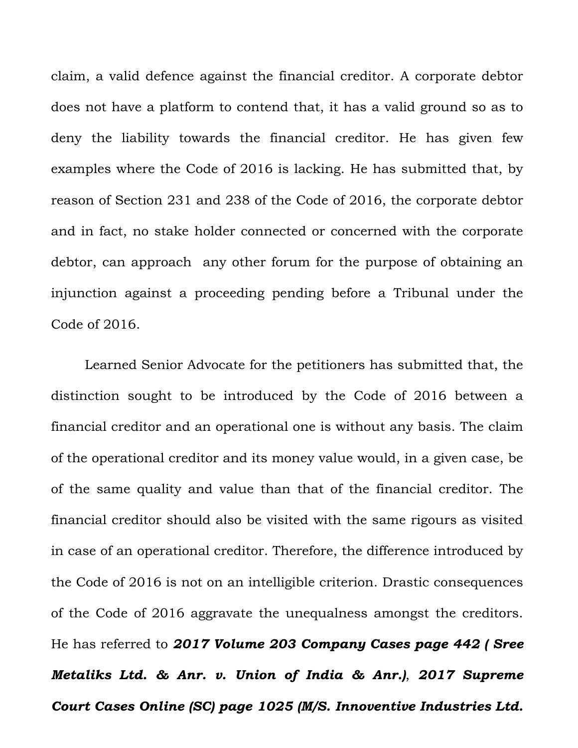claim, a valid defence against the financial creditor. A corporate debtor does not have a platform to contend that, it has a valid ground so as to deny the liability towards the financial creditor. He has given few examples where the Code of 2016 is lacking. He has submitted that, by reason of Section 231 and 238 of the Code of 2016, the corporate debtor and in fact, no stake holder connected or concerned with the corporate debtor, can approach any other forum for the purpose of obtaining an injunction against a proceeding pending before a Tribunal under the Code of 2016.

Learned Senior Advocate for the petitioners has submitted that, the distinction sought to be introduced by the Code of 2016 between a financial creditor and an operational one is without any basis. The claim of the operational creditor and its money value would, in a given case, be of the same quality and value than that of the financial creditor. The financial creditor should also be visited with the same rigours as visited in case of an operational creditor. Therefore, the difference introduced by the Code of 2016 is not on an intelligible criterion. Drastic consequences of the Code of 2016 aggravate the unequalness amongst the creditors. He has referred to ***2017 Volume 203 Company Cases page 442 ( Sree Metaliks Ltd. & Anr. v. Union of India & Anr.)***, ***2017 Supreme Court Cases Online (SC) page 1025 (M/S. Innoventive Industries Ltd.***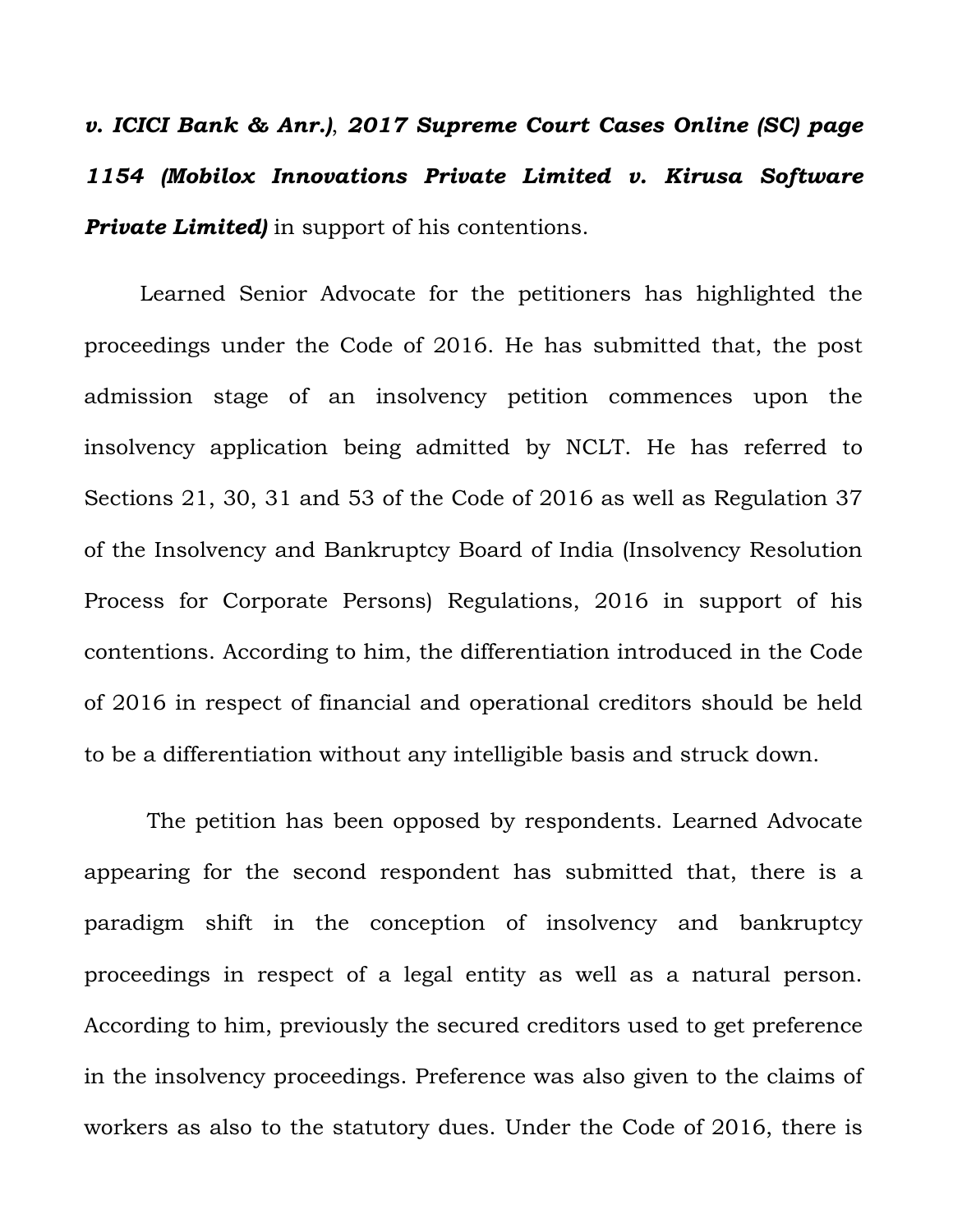***v. ICICI Bank & Anr.)***, ***2017 Supreme Court Cases Online (SC) page 1154 (Mobilox Innovations Private Limited v. Kirusa Software Private Limited)*** in support of his contentions.

Learned Senior Advocate for the petitioners has highlighted the proceedings under the Code of 2016. He has submitted that, the post admission stage of an insolvency petition commences upon the insolvency application being admitted by NCLT. He has referred to Sections 21, 30, 31 and 53 of the Code of 2016 as well as Regulation 37 of the Insolvency and Bankruptcy Board of India (Insolvency Resolution Process for Corporate Persons) Regulations, 2016 in support of his contentions. According to him, the differentiation introduced in the Code of 2016 in respect of financial and operational creditors should be held to be a differentiation without any intelligible basis and struck down.

The petition has been opposed by respondents. Learned Advocate appearing for the second respondent has submitted that, there is a paradigm shift in the conception of insolvency and bankruptcy proceedings in respect of a legal entity as well as a natural person. According to him, previously the secured creditors used to get preference in the insolvency proceedings. Preference was also given to the claims of workers as also to the statutory dues. Under the Code of 2016, there is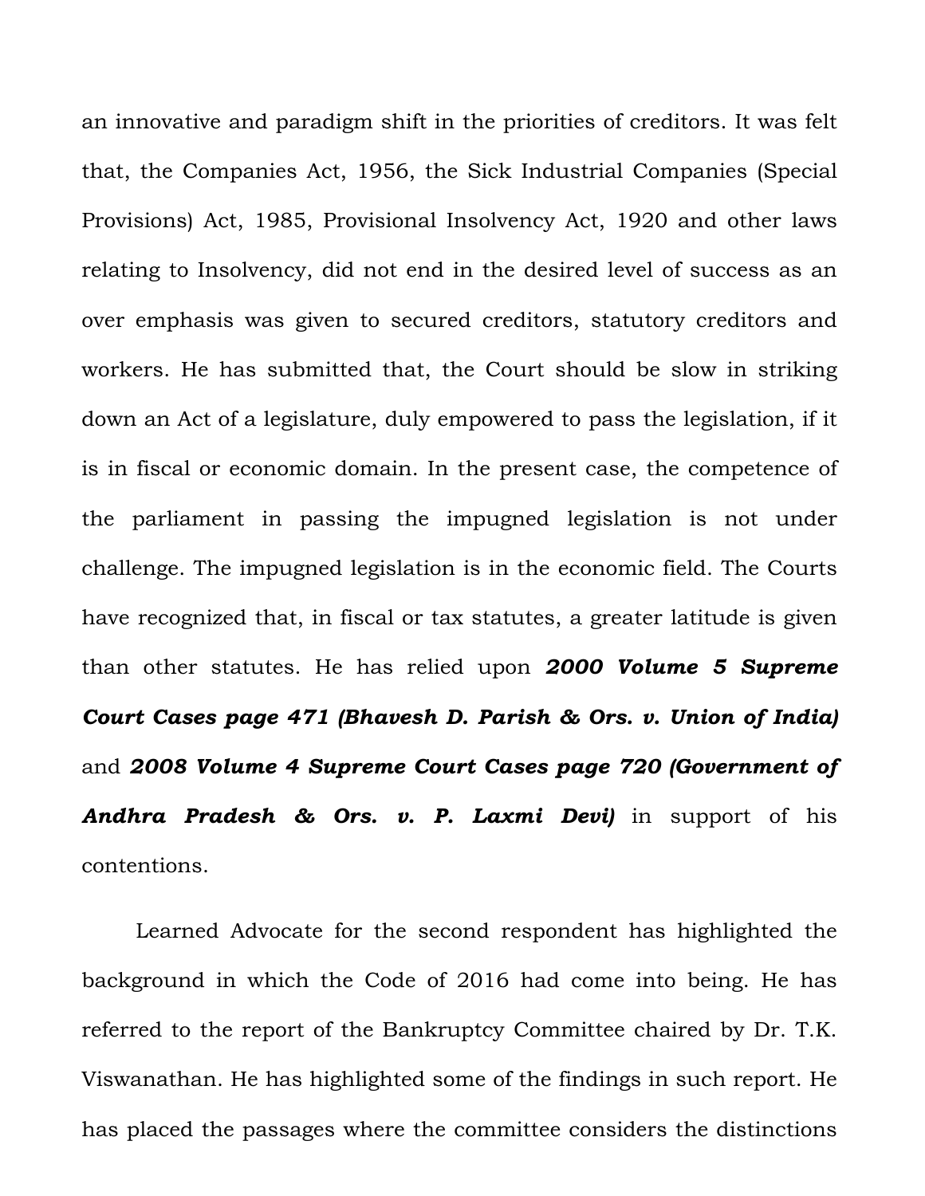an innovative and paradigm shift in the priorities of creditors. It was felt that, the Companies Act, 1956, the Sick Industrial Companies (Special Provisions) Act, 1985, Provisional Insolvency Act, 1920 and other laws relating to Insolvency, did not end in the desired level of success as an over emphasis was given to secured creditors, statutory creditors and workers. He has submitted that, the Court should be slow in striking down an Act of a legislature, duly empowered to pass the legislation, if it is in fiscal or economic domain. In the present case, the competence of the parliament in passing the impugned legislation is not under challenge. The impugned legislation is in the economic field. The Courts have recognized that, in fiscal or tax statutes, a greater latitude is given than other statutes. He has relied upon ***2000 Volume 5 Supreme Court Cases page 471 (Bhavesh D. Parish & Ors. v. Union of India)*** and ***2008 Volume 4 Supreme Court Cases page 720 (Government of Andhra Pradesh & Ors. v. P. Laxmi Devi)*** in support of his contentions.

Learned Advocate for the second respondent has highlighted the background in which the Code of 2016 had come into being. He has referred to the report of the Bankruptcy Committee chaired by Dr. T.K. Viswanathan. He has highlighted some of the findings in such report. He has placed the passages where the committee considers the distinctions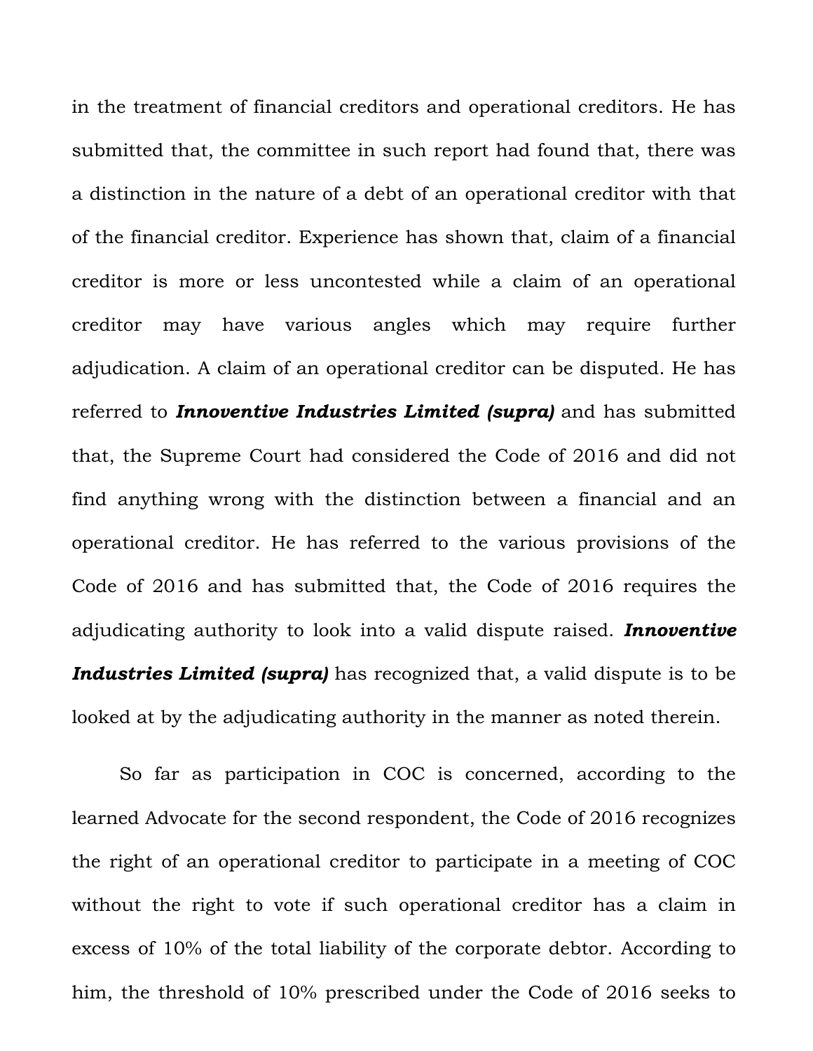in the treatment of financial creditors and operational creditors. He has submitted that, the committee in such report had found that, there was a distinction in the nature of a debt of an operational creditor with that of the financial creditor. Experience has shown that, claim of a financial creditor is more or less uncontested while a claim of an operational creditor may have various angles which may require further adjudication. A claim of an operational creditor can be disputed. He has referred to ***Innoventive Industries Limited (supra)*** and has submitted that, the Supreme Court had considered the Code of 2016 and did not find anything wrong with the distinction between a financial and an operational creditor. He has referred to the various provisions of the Code of 2016 and has submitted that, the Code of 2016 requires the adjudicating authority to look into a valid dispute raised. ***Innoventive Industries Limited (supra)*** has recognized that, a valid dispute is to be looked at by the adjudicating authority in the manner as noted therein.

So far as participation in COC is concerned, according to the learned Advocate for the second respondent, the Code of 2016 recognizes the right of an operational creditor to participate in a meeting of COC without the right to vote if such operational creditor has a claim in excess of 10% of the total liability of the corporate debtor. According to him, the threshold of 10% prescribed under the Code of 2016 seeks to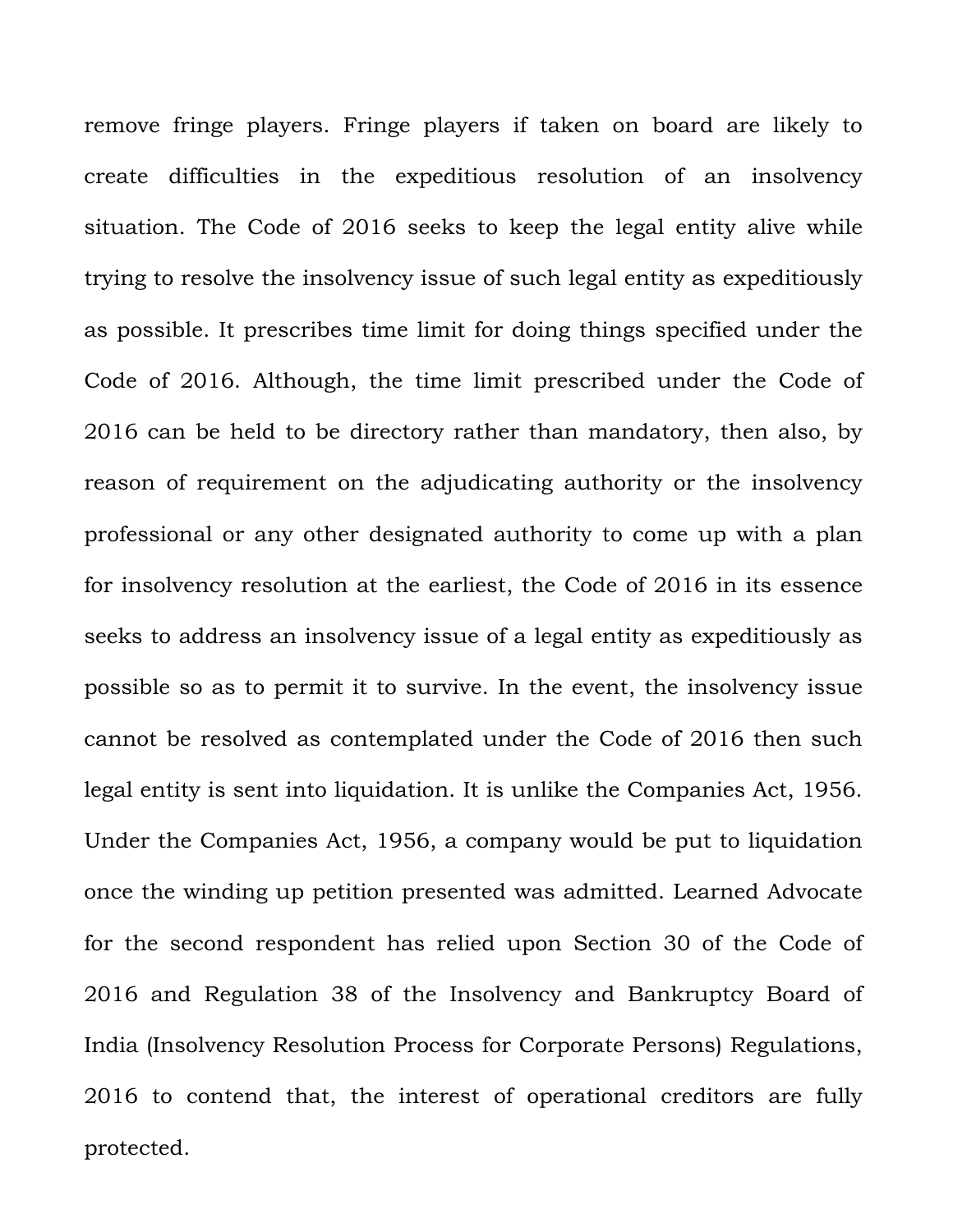remove fringe players. Fringe players if taken on board are likely to create difficulties in the expeditious resolution of an insolvency situation. The Code of 2016 seeks to keep the legal entity alive while trying to resolve the insolvency issue of such legal entity as expeditiously as possible. It prescribes time limit for doing things specified under the Code of 2016. Although, the time limit prescribed under the Code of 2016 can be held to be directory rather than mandatory, then also, by reason of requirement on the adjudicating authority or the insolvency professional or any other designated authority to come up with a plan for insolvency resolution at the earliest, the Code of 2016 in its essence seeks to address an insolvency issue of a legal entity as expeditiously as possible so as to permit it to survive. In the event, the insolvency issue cannot be resolved as contemplated under the Code of 2016 then such legal entity is sent into liquidation. It is unlike the Companies Act, 1956. Under the Companies Act, 1956, a company would be put to liquidation once the winding up petition presented was admitted. Learned Advocate for the second respondent has relied upon Section 30 of the Code of 2016 and Regulation 38 of the Insolvency and Bankruptcy Board of India (Insolvency Resolution Process for Corporate Persons) Regulations, 2016 to contend that, the interest of operational creditors are fully protected.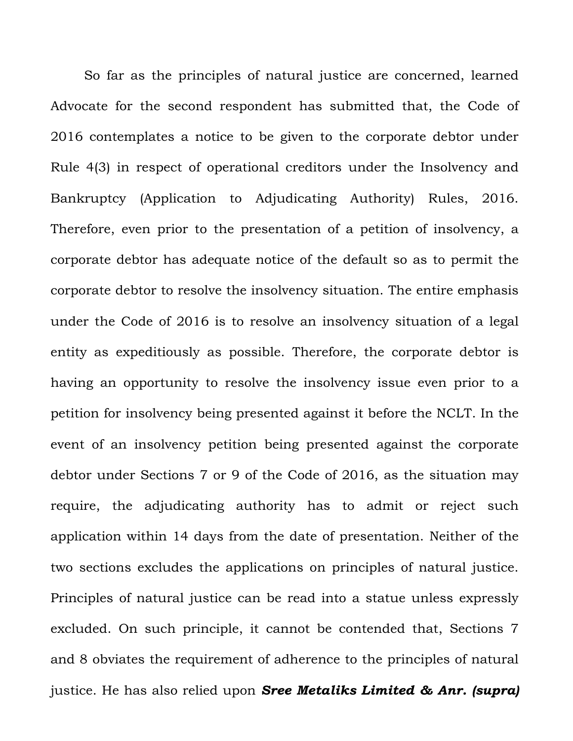So far as the principles of natural justice are concerned, learned Advocate for the second respondent has submitted that, the Code of 2016 contemplates a notice to be given to the corporate debtor under Rule 4(3) in respect of operational creditors under the Insolvency and Bankruptcy (Application to Adjudicating Authority) Rules, 2016. Therefore, even prior to the presentation of a petition of insolvency, a corporate debtor has adequate notice of the default so as to permit the corporate debtor to resolve the insolvency situation. The entire emphasis under the Code of 2016 is to resolve an insolvency situation of a legal entity as expeditiously as possible. Therefore, the corporate debtor is having an opportunity to resolve the insolvency issue even prior to a petition for insolvency being presented against it before the NCLT. In the event of an insolvency petition being presented against the corporate debtor under Sections 7 or 9 of the Code of 2016, as the situation may require, the adjudicating authority has to admit or reject such application within 14 days from the date of presentation. Neither of the two sections excludes the applications on principles of natural justice. Principles of natural justice can be read into a statue unless expressly excluded. On such principle, it cannot be contended that, Sections 7 and 8 obviates the requirement of adherence to the principles of natural justice. He has also relied upon ***Sree Metaliks Limited & Anr. (supra)***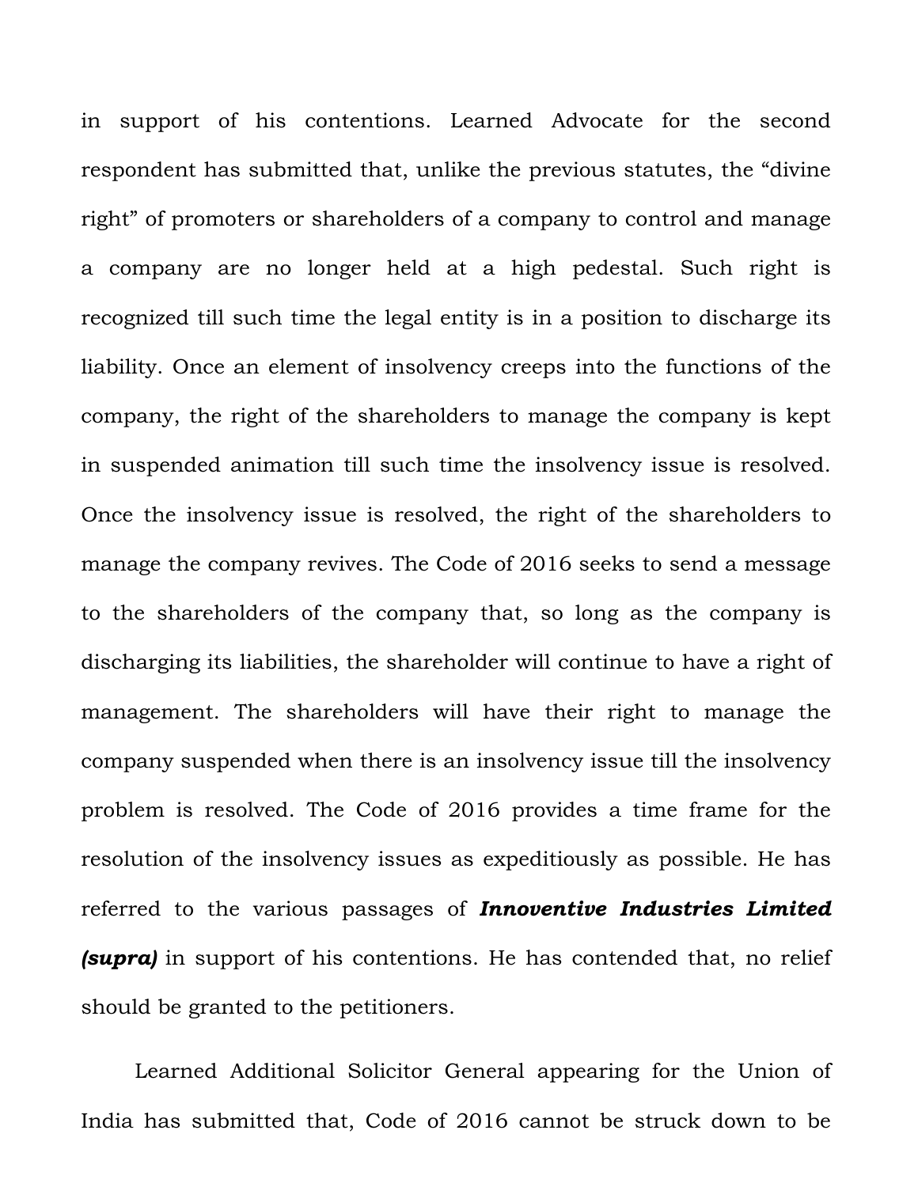in support of his contentions. Learned Advocate for the second respondent has submitted that, unlike the previous statutes, the "divine right" of promoters or shareholders of a company to control and manage a company are no longer held at a high pedestal. Such right is recognized till such time the legal entity is in a position to discharge its liability. Once an element of insolvency creeps into the functions of the company, the right of the shareholders to manage the company is kept in suspended animation till such time the insolvency issue is resolved. Once the insolvency issue is resolved, the right of the shareholders to manage the company revives. The Code of 2016 seeks to send a message to the shareholders of the company that, so long as the company is discharging its liabilities, the shareholder will continue to have a right of management. The shareholders will have their right to manage the company suspended when there is an insolvency issue till the insolvency problem is resolved. The Code of 2016 provides a time frame for the resolution of the insolvency issues as expeditiously as possible. He has referred to the various passages of ***Innoventive Industries Limited (supra)*** in support of his contentions. He has contended that, no relief should be granted to the petitioners.

Learned Additional Solicitor General appearing for the Union of India has submitted that, Code of 2016 cannot be struck down to be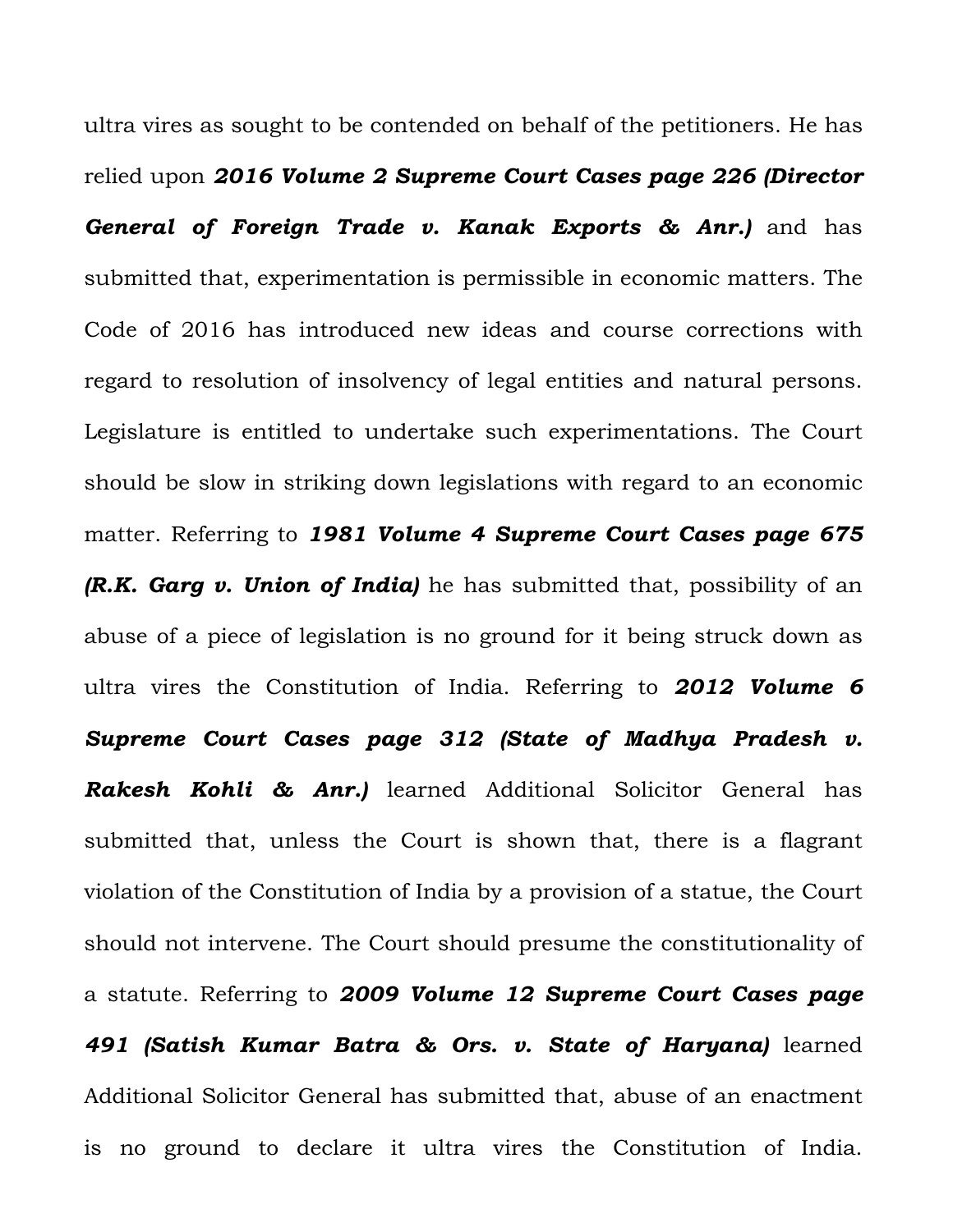ultra vires as sought to be contended on behalf of the petitioners. He has relied upon ***2016 Volume 2 Supreme Court Cases page 226 (Director General of Foreign Trade v. Kanak Exports & Anr.)*** and has submitted that, experimentation is permissible in economic matters. The Code of 2016 has introduced new ideas and course corrections with regard to resolution of insolvency of legal entities and natural persons. Legislature is entitled to undertake such experimentations. The Court should be slow in striking down legislations with regard to an economic matter. Referring to ***1981 Volume 4 Supreme Court Cases page 675 (R.K. Garg v. Union of India)*** he has submitted that, possibility of an abuse of a piece of legislation is no ground for it being struck down as ultra vires the Constitution of India. Referring to ***2012 Volume 6 Supreme Court Cases page 312 (State of Madhya Pradesh v. Rakesh Kohli & Anr.)*** learned Additional Solicitor General has submitted that, unless the Court is shown that, there is a flagrant violation of the Constitution of India by a provision of a statue, the Court should not intervene. The Court should presume the constitutionality of a statute. Referring to ***2009 Volume 12 Supreme Court Cases page 491 (Satish Kumar Batra & Ors. v. State of Haryana)*** learned Additional Solicitor General has submitted that, abuse of an enactment is no ground to declare it ultra vires the Constitution of India.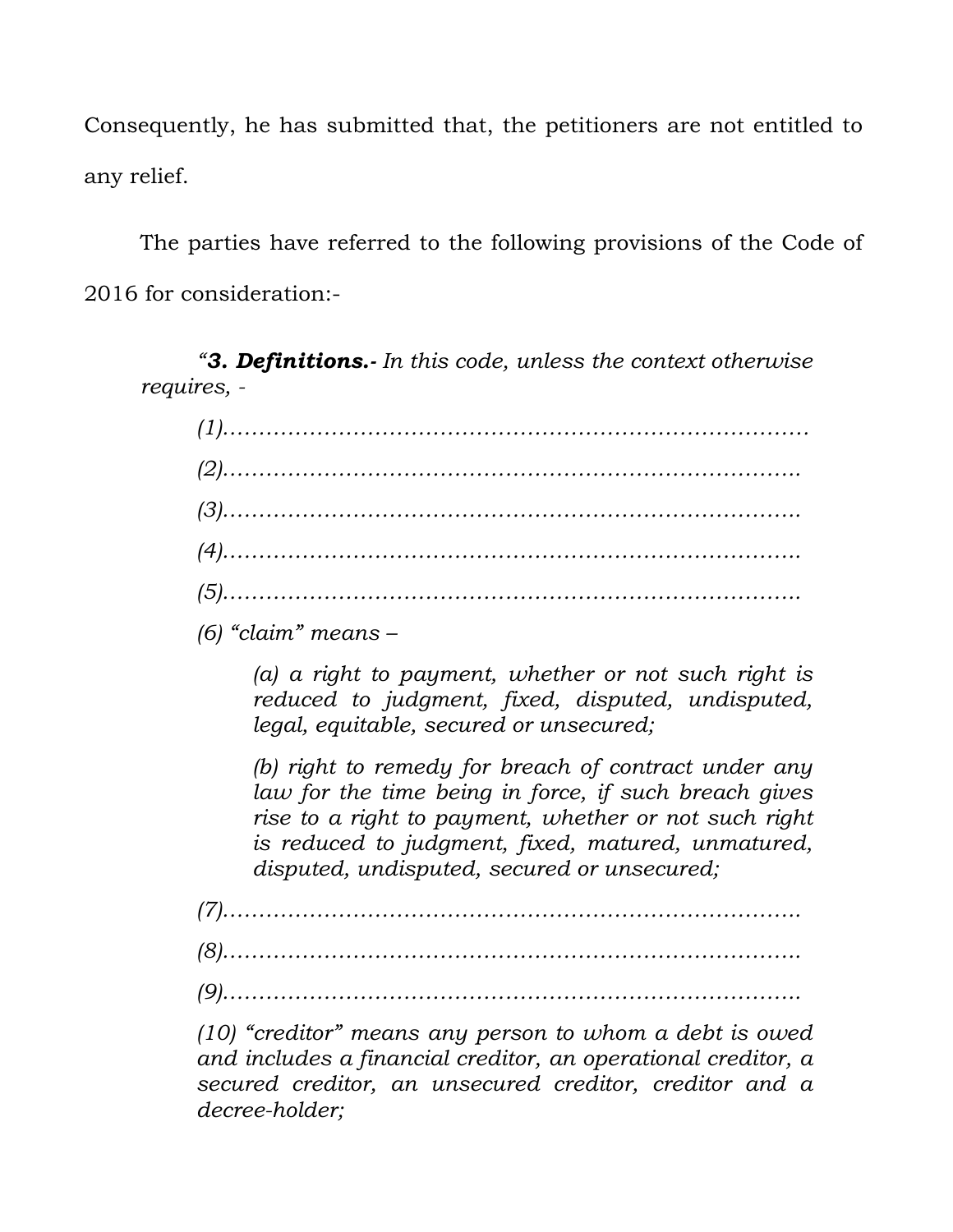Consequently, he has submitted that, the petitioners are not entitled to any relief.

The parties have referred to the following provisions of the Code of 2016 for consideration:-

> *"**3. Definitions.-** In this code, unless the context otherwise requires, -*
>
> *(1)……………………………………………………………………*
>
> *(2)……………………………………………………………………*
>
> *(3)……………………………………………………………………*
>
> *(4)……………………………………………………………………*
>
> *(5)……………………………………………………………………*
>
> *(6) "claim" means –*
>
> > *(a) a right to payment, whether or not such right is reduced to judgment, fixed, disputed, undisputed, legal, equitable, secured or unsecured;*
> >
> > *(b) right to remedy for breach of contract under any law for the time being in force, if such breach gives rise to a right to payment, whether or not such right is reduced to judgment, fixed, matured, unmatured, disputed, undisputed, secured or unsecured;*
>
> *(7)……………………………………………………………………*
>
> *(8)……………………………………………………………………*
>
> *(9)……………………………………………………………………*
>
> *(10) "creditor" means any person to whom a debt is owed and includes a financial creditor, an operational creditor, a secured creditor, an unsecured creditor, creditor and a decree-holder;*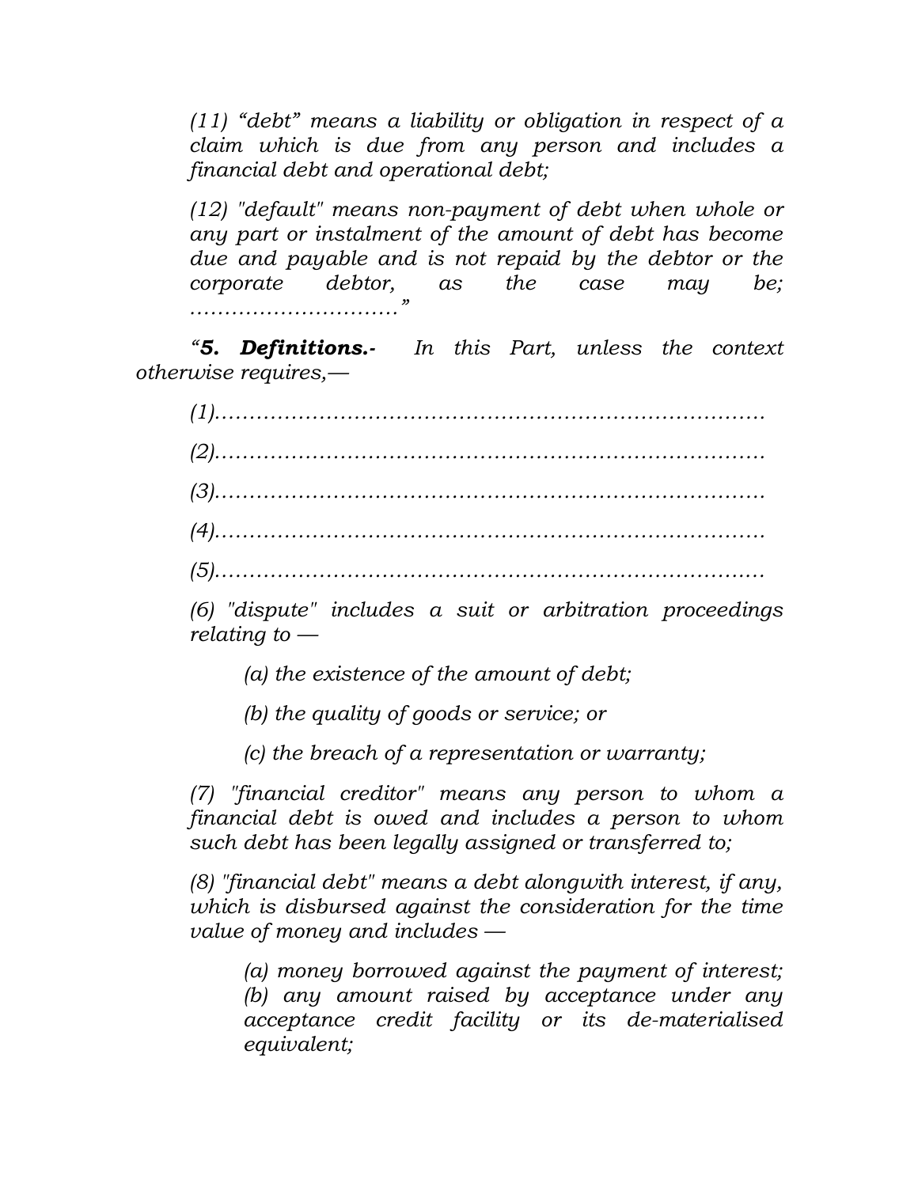*(11) "debt" means a liability or obligation in respect of a claim which is due from any person and includes a financial debt and operational debt;*

*(12) "default" means non-payment of debt when whole or any part or instalment of the amount of debt has become due and payable and is not repaid by the debtor or the corporate debtor, as the case may be; …………………………"*

*"**5. Definitions.-** In this Part, unless the context otherwise requires,—*

*(1)………………………………………………………………………*

*(2)………………………………………………………………………*

*(3)………………………………………………………………………*

*(4)………………………………………………………………………*

*(5)………………………………………………………………………*

*(6) "dispute" includes a suit or arbitration proceedings relating to —*

*(a) the existence of the amount of debt;*

*(b) the quality of goods or service; or*

*(c) the breach of a representation or warranty;*

*(7) "financial creditor" means any person to whom a financial debt is owed and includes a person to whom such debt has been legally assigned or transferred to;*

*(8) "financial debt" means a debt alongwith interest, if any, which is disbursed against the consideration for the time value of money and includes —*

*(a) money borrowed against the payment of interest;*
*(b) any amount raised by acceptance under any acceptance credit facility or its de-materialised equivalent;*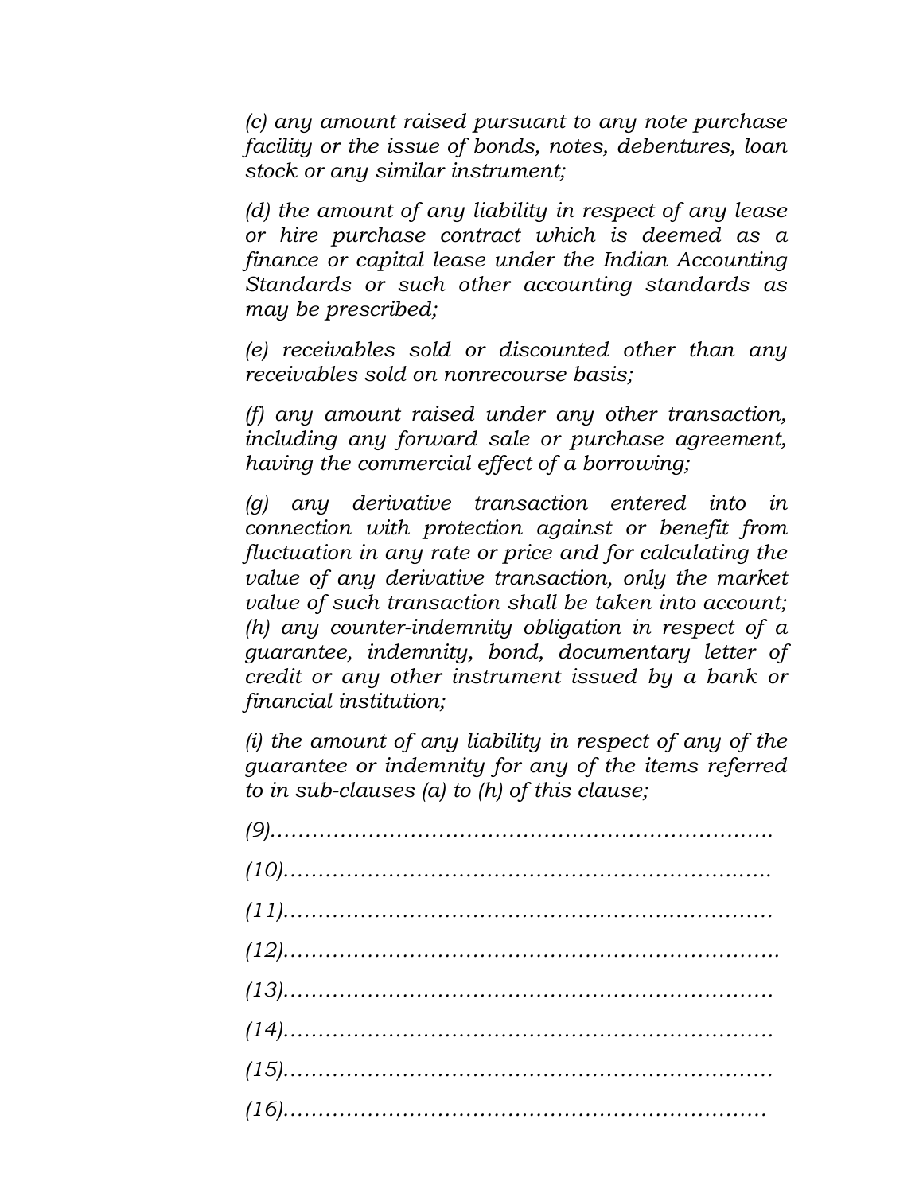*(c) any amount raised pursuant to any note purchase facility or the issue of bonds, notes, debentures, loan stock or any similar instrument;*

*(d) the amount of any liability in respect of any lease or hire purchase contract which is deemed as a finance or capital lease under the Indian Accounting Standards or such other accounting standards as may be prescribed;*

*(e) receivables sold or discounted other than any receivables sold on nonrecourse basis;*

*(f) any amount raised under any other transaction, including any forward sale or purchase agreement, having the commercial effect of a borrowing;*

*(g) any derivative transaction entered into in connection with protection against or benefit from fluctuation in any rate or price and for calculating the value of any derivative transaction, only the market value of such transaction shall be taken into account;*
*(h) any counter-indemnity obligation in respect of a guarantee, indemnity, bond, documentary letter of credit or any other instrument issued by a bank or financial institution;*

*(i) the amount of any liability in respect of any of the guarantee or indemnity for any of the items referred to in sub-clauses (a) to (h) of this clause;*

*(9)……………………………………………………………….*

*(10)…………………………………………………………….*

*(11)…………………………………………………………….*

*(12)…………………………………………………………….*

*(13)…………………………………………………………….*

*(14)…………………………………………………………….*

*(15)…………………………………………………………….*

*(16)…………………………………………………………….*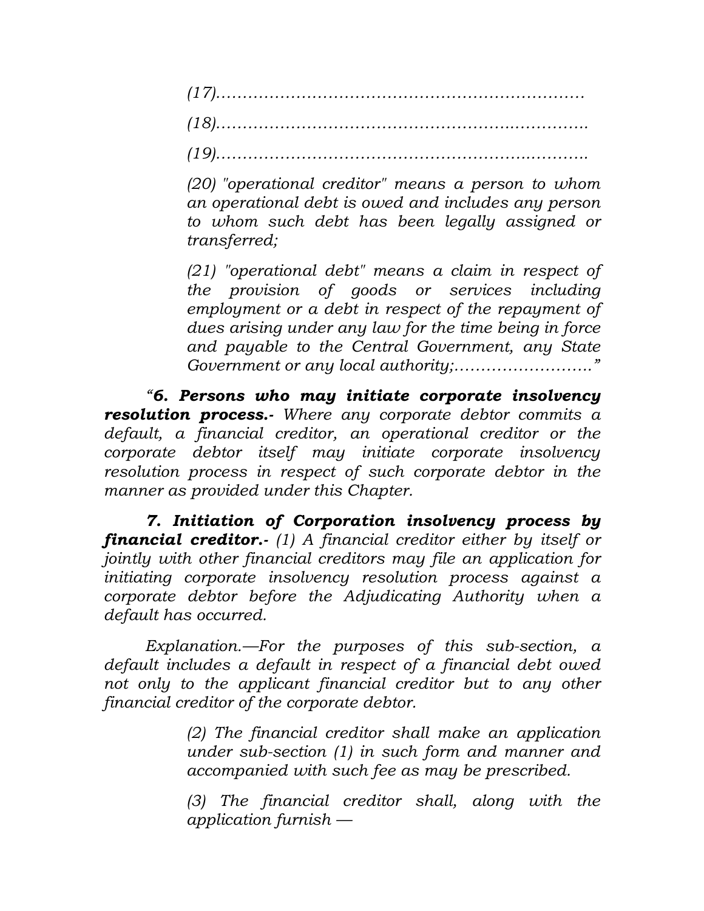*(17)……………………………………………………………*

*(18)…………………………………………………………….*

*(19)…………………………………………………………….*

*(20) "operational creditor" means a person to whom an operational debt is owed and includes any person to whom such debt has been legally assigned or transferred;*

*(21) "operational debt" means a claim in respect of the provision of goods or services including employment or a debt in respect of the repayment of dues arising under any law for the time being in force and payable to the Central Government, any State Government or any local authority;……………………."*

*"**6. Persons who may initiate corporate insolvency resolution process.**- Where any corporate debtor commits a default, a financial creditor, an operational creditor or the corporate debtor itself may initiate corporate insolvency resolution process in respect of such corporate debtor in the manner as provided under this Chapter.*

***7. Initiation of Corporation insolvency process by financial creditor.**- (1) A financial creditor either by itself or jointly with other financial creditors may file an application for initiating corporate insolvency resolution process against a corporate debtor before the Adjudicating Authority when a default has occurred.*

*Explanation.—For the purposes of this sub-section, a default includes a default in respect of a financial debt owed not only to the applicant financial creditor but to any other financial creditor of the corporate debtor.*

*(2) The financial creditor shall make an application under sub-section (1) in such form and manner and accompanied with such fee as may be prescribed.*

*(3) The financial creditor shall, along with the application furnish —*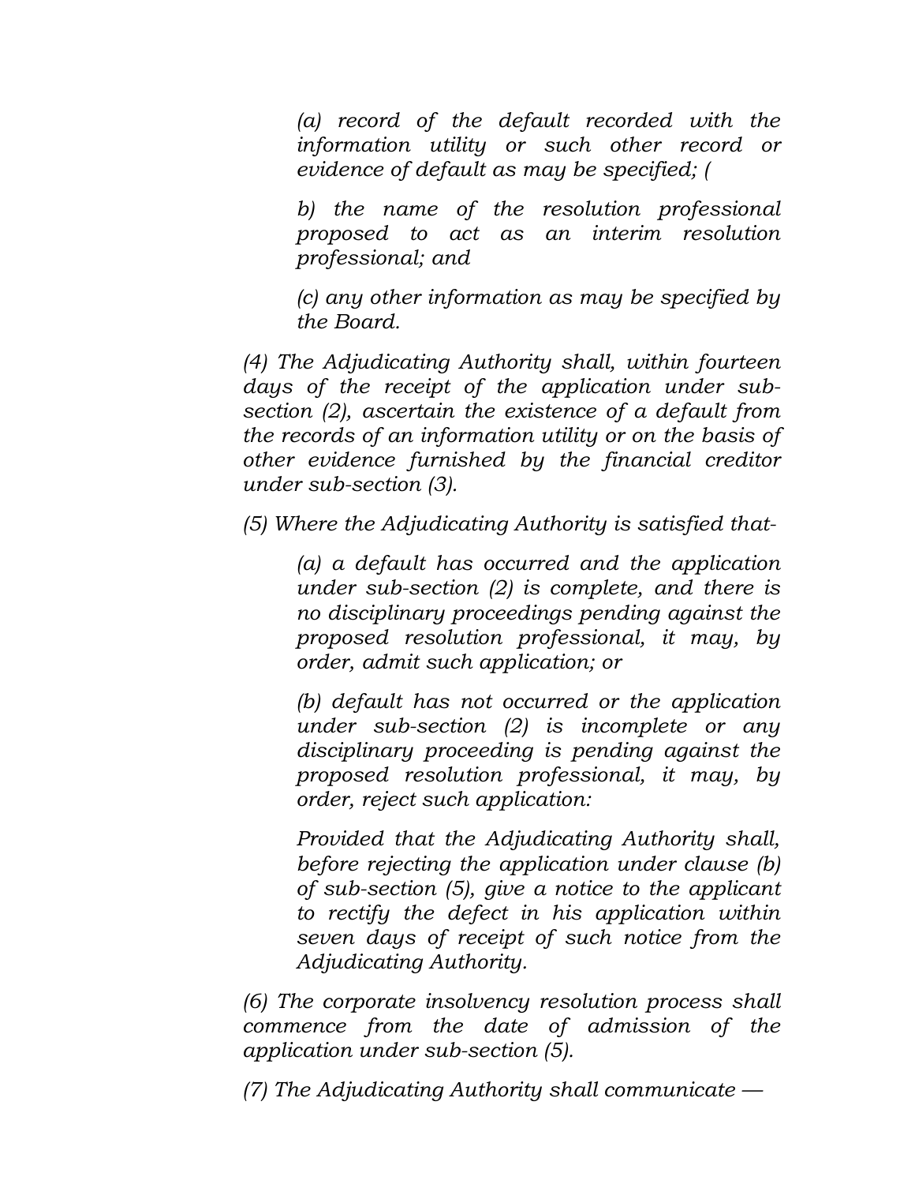*(a) record of the default recorded with the information utility or such other record or evidence of default as may be specified; (*

*b) the name of the resolution professional proposed to act as an interim resolution professional; and*

*(c) any other information as may be specified by the Board.*

*(4) The Adjudicating Authority shall, within fourteen days of the receipt of the application under sub-section (2), ascertain the existence of a default from the records of an information utility or on the basis of other evidence furnished by the financial creditor under sub-section (3).*

*(5) Where the Adjudicating Authority is satisfied that-*

*(a) a default has occurred and the application under sub-section (2) is complete, and there is no disciplinary proceedings pending against the proposed resolution professional, it may, by order, admit such application; or*

*(b) default has not occurred or the application under sub-section (2) is incomplete or any disciplinary proceeding is pending against the proposed resolution professional, it may, by order, reject such application:*

*Provided that the Adjudicating Authority shall, before rejecting the application under clause (b) of sub-section (5), give a notice to the applicant to rectify the defect in his application within seven days of receipt of such notice from the Adjudicating Authority.*

*(6) The corporate insolvency resolution process shall commence from the date of admission of the application under sub-section (5).*

*(7) The Adjudicating Authority shall communicate —*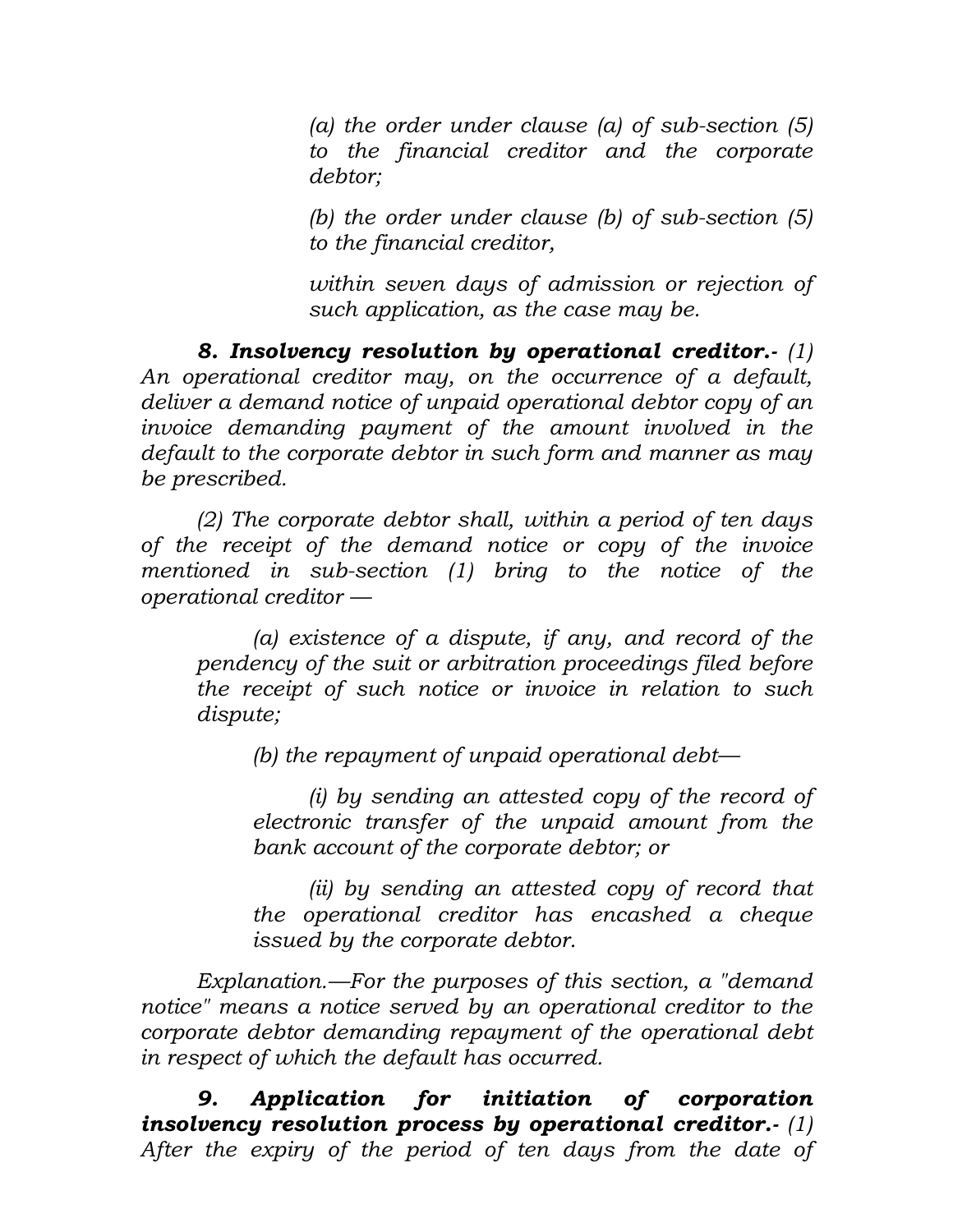*(a) the order under clause (a) of sub-section (5) to the financial creditor and the corporate debtor;*

*(b) the order under clause (b) of sub-section (5) to the financial creditor,*

*within seven days of admission or rejection of such application, as the case may be.*

***8. Insolvency resolution by operational creditor.-*** *(1) An operational creditor may, on the occurrence of a default, deliver a demand notice of unpaid operational debtor copy of an invoice demanding payment of the amount involved in the default to the corporate debtor in such form and manner as may be prescribed.*

*(2) The corporate debtor shall, within a period of ten days of the receipt of the demand notice or copy of the invoice mentioned in sub-section (1) bring to the notice of the operational creditor —*

*(a) existence of a dispute, if any, and record of the pendency of the suit or arbitration proceedings filed before the receipt of such notice or invoice in relation to such dispute;*

*(b) the repayment of unpaid operational debt—*

*(i) by sending an attested copy of the record of electronic transfer of the unpaid amount from the bank account of the corporate debtor; or*

*(ii) by sending an attested copy of record that the operational creditor has encashed a cheque issued by the corporate debtor.*

*Explanation.—For the purposes of this section, a "demand notice" means a notice served by an operational creditor to the corporate debtor demanding repayment of the operational debt in respect of which the default has occurred.*

***9. Application for initiation of corporation insolvency resolution process by operational creditor.-*** *(1) After the expiry of the period of ten days from the date of*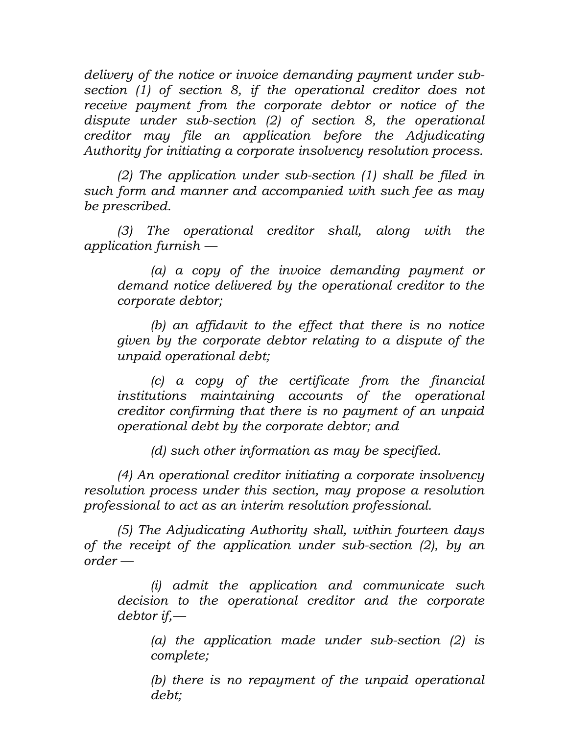*delivery of the notice or invoice demanding payment under sub-section (1) of section 8, if the operational creditor does not receive payment from the corporate debtor or notice of the dispute under sub-section (2) of section 8, the operational creditor may file an application before the Adjudicating Authority for initiating a corporate insolvency resolution process.*

*(2) The application under sub-section (1) shall be filed in such form and manner and accompanied with such fee as may be prescribed.*

*(3) The operational creditor shall, along with the application furnish —*

> *(a) a copy of the invoice demanding payment or demand notice delivered by the operational creditor to the corporate debtor;*
>
> *(b) an affidavit to the effect that there is no notice given by the corporate debtor relating to a dispute of the unpaid operational debt;*
>
> *(c) a copy of the certificate from the financial institutions maintaining accounts of the operational creditor confirming that there is no payment of an unpaid operational debt by the corporate debtor; and*
>
> *(d) such other information as may be specified.*

*(4) An operational creditor initiating a corporate insolvency resolution process under this section, may propose a resolution professional to act as an interim resolution professional.*

*(5) The Adjudicating Authority shall, within fourteen days of the receipt of the application under sub-section (2), by an order —*

> *(i) admit the application and communicate such decision to the operational creditor and the corporate debtor if,—*
>
> > *(a) the application made under sub-section (2) is complete;*
> >
> > *(b) there is no repayment of the unpaid operational debt;*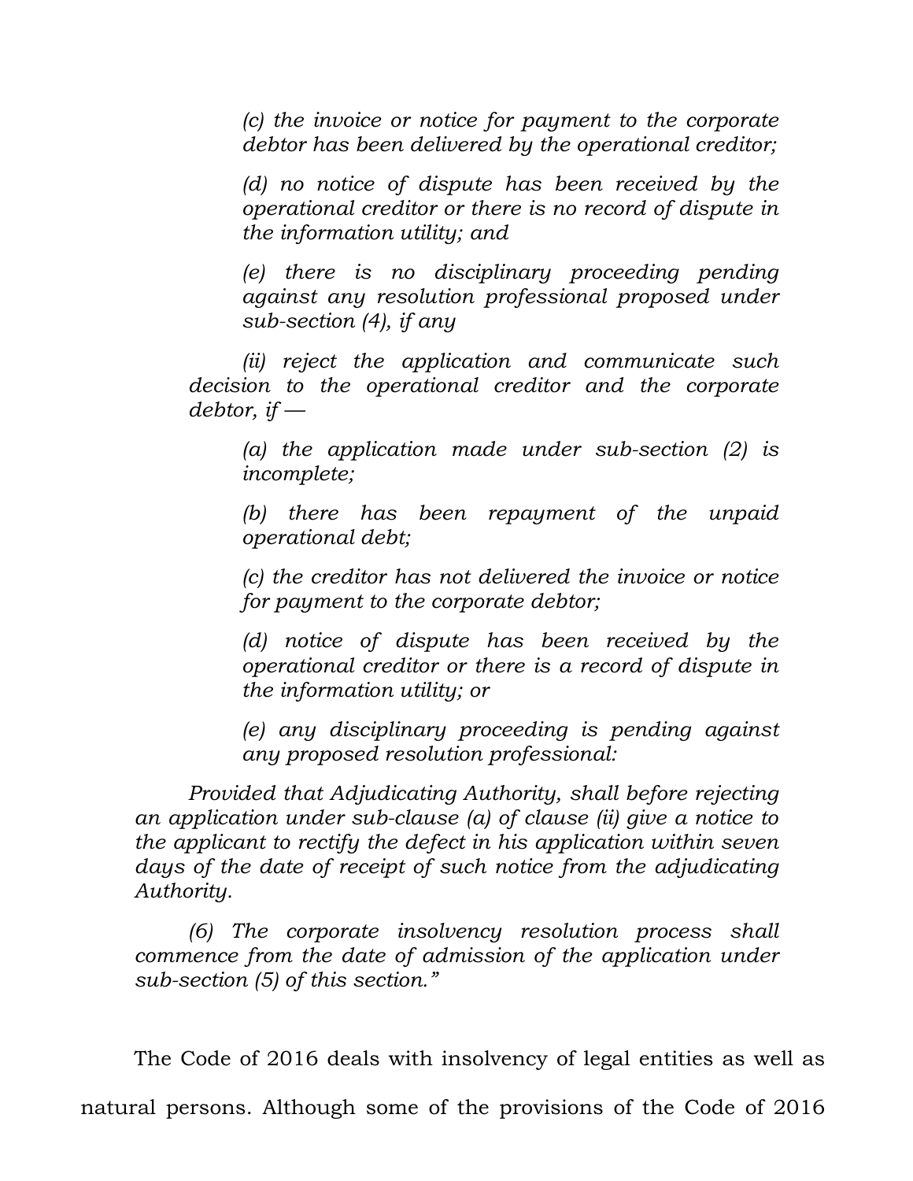*(c) the invoice or notice for payment to the corporate debtor has been delivered by the operational creditor;*

*(d) no notice of dispute has been received by the operational creditor or there is no record of dispute in the information utility; and*

*(e) there is no disciplinary proceeding pending against any resolution professional proposed under sub-section (4), if any*

*(ii) reject the application and communicate such decision to the operational creditor and the corporate debtor, if —*

*(a) the application made under sub-section (2) is incomplete;*

*(b) there has been repayment of the unpaid operational debt;*

*(c) the creditor has not delivered the invoice or notice for payment to the corporate debtor;*

*(d) notice of dispute has been received by the operational creditor or there is a record of dispute in the information utility; or*

*(e) any disciplinary proceeding is pending against any proposed resolution professional:*

*Provided that Adjudicating Authority, shall before rejecting an application under sub-clause (a) of clause (ii) give a notice to the applicant to rectify the defect in his application within seven days of the date of receipt of such notice from the adjudicating Authority.*

*(6) The corporate insolvency resolution process shall commence from the date of admission of the application under sub-section (5) of this section."*

The Code of 2016 deals with insolvency of legal entities as well as natural persons. Although some of the provisions of the Code of 2016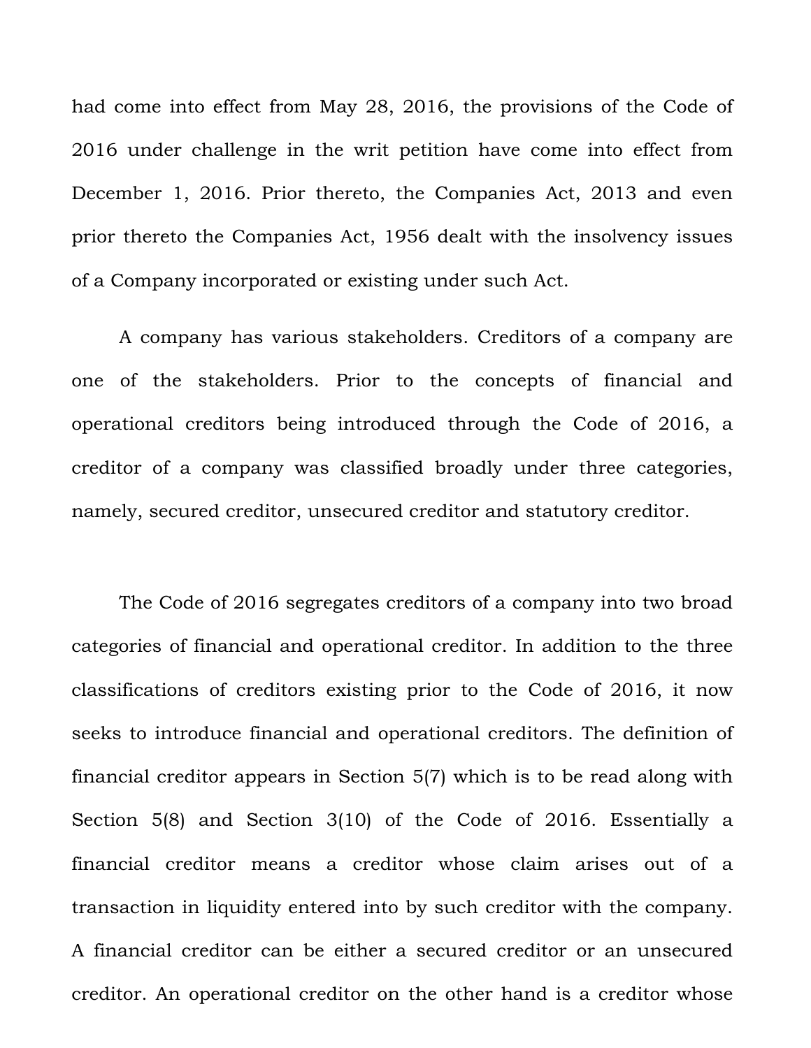had come into effect from May 28, 2016, the provisions of the Code of 2016 under challenge in the writ petition have come into effect from December 1, 2016. Prior thereto, the Companies Act, 2013 and even prior thereto the Companies Act, 1956 dealt with the insolvency issues of a Company incorporated or existing under such Act.

A company has various stakeholders. Creditors of a company are one of the stakeholders. Prior to the concepts of financial and operational creditors being introduced through the Code of 2016, a creditor of a company was classified broadly under three categories, namely, secured creditor, unsecured creditor and statutory creditor.

The Code of 2016 segregates creditors of a company into two broad categories of financial and operational creditor. In addition to the three classifications of creditors existing prior to the Code of 2016, it now seeks to introduce financial and operational creditors. The definition of financial creditor appears in Section 5(7) which is to be read along with Section 5(8) and Section 3(10) of the Code of 2016. Essentially a financial creditor means a creditor whose claim arises out of a transaction in liquidity entered into by such creditor with the company. A financial creditor can be either a secured creditor or an unsecured creditor. An operational creditor on the other hand is a creditor whose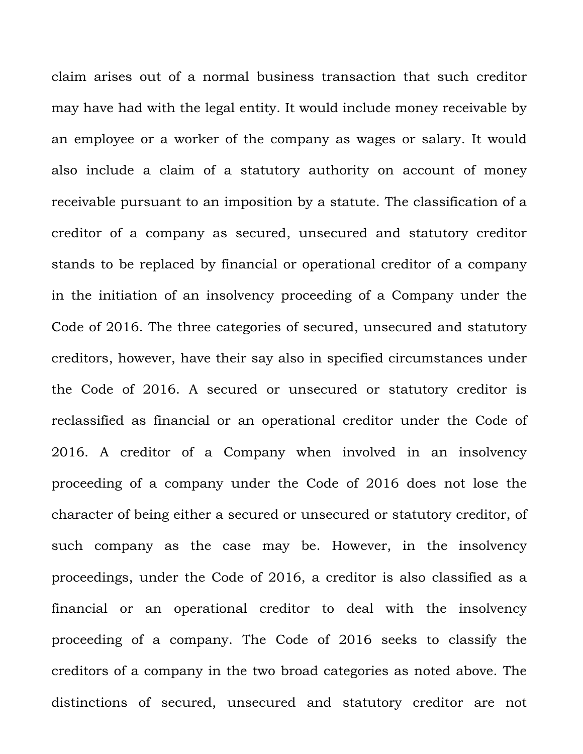claim arises out of a normal business transaction that such creditor may have had with the legal entity. It would include money receivable by an employee or a worker of the company as wages or salary. It would also include a claim of a statutory authority on account of money receivable pursuant to an imposition by a statute. The classification of a creditor of a company as secured, unsecured and statutory creditor stands to be replaced by financial or operational creditor of a company in the initiation of an insolvency proceeding of a Company under the Code of 2016. The three categories of secured, unsecured and statutory creditors, however, have their say also in specified circumstances under the Code of 2016. A secured or unsecured or statutory creditor is reclassified as financial or an operational creditor under the Code of 2016. A creditor of a Company when involved in an insolvency proceeding of a company under the Code of 2016 does not lose the character of being either a secured or unsecured or statutory creditor, of such company as the case may be. However, in the insolvency proceedings, under the Code of 2016, a creditor is also classified as a financial or an operational creditor to deal with the insolvency proceeding of a company. The Code of 2016 seeks to classify the creditors of a company in the two broad categories as noted above. The distinctions of secured, unsecured and statutory creditor are not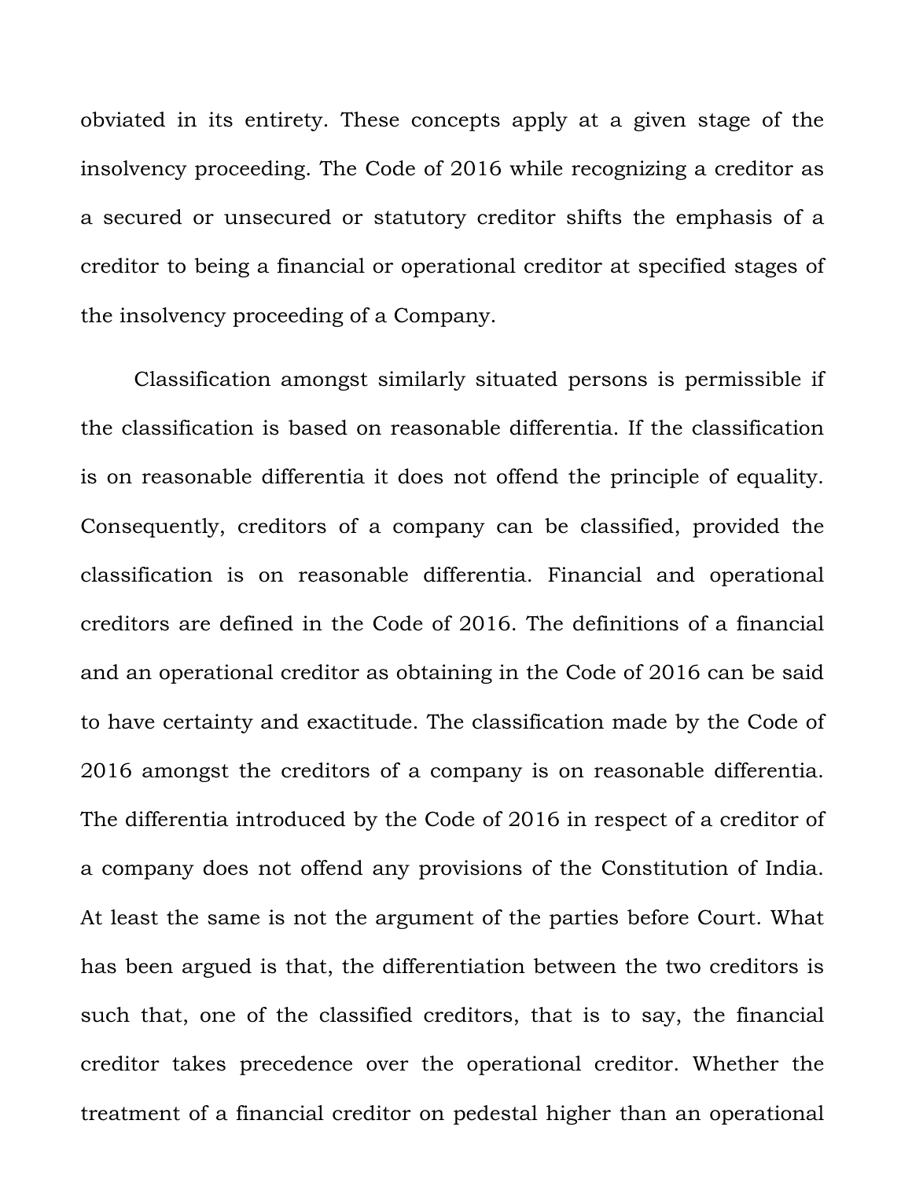obviated in its entirety. These concepts apply at a given stage of the insolvency proceeding. The Code of 2016 while recognizing a creditor as a secured or unsecured or statutory creditor shifts the emphasis of a creditor to being a financial or operational creditor at specified stages of the insolvency proceeding of a Company.

Classification amongst similarly situated persons is permissible if the classification is based on reasonable differentia. If the classification is on reasonable differentia it does not offend the principle of equality. Consequently, creditors of a company can be classified, provided the classification is on reasonable differentia. Financial and operational creditors are defined in the Code of 2016. The definitions of a financial and an operational creditor as obtaining in the Code of 2016 can be said to have certainty and exactitude. The classification made by the Code of 2016 amongst the creditors of a company is on reasonable differentia. The differentia introduced by the Code of 2016 in respect of a creditor of a company does not offend any provisions of the Constitution of India. At least the same is not the argument of the parties before Court. What has been argued is that, the differentiation between the two creditors is such that, one of the classified creditors, that is to say, the financial creditor takes precedence over the operational creditor. Whether the treatment of a financial creditor on pedestal higher than an operational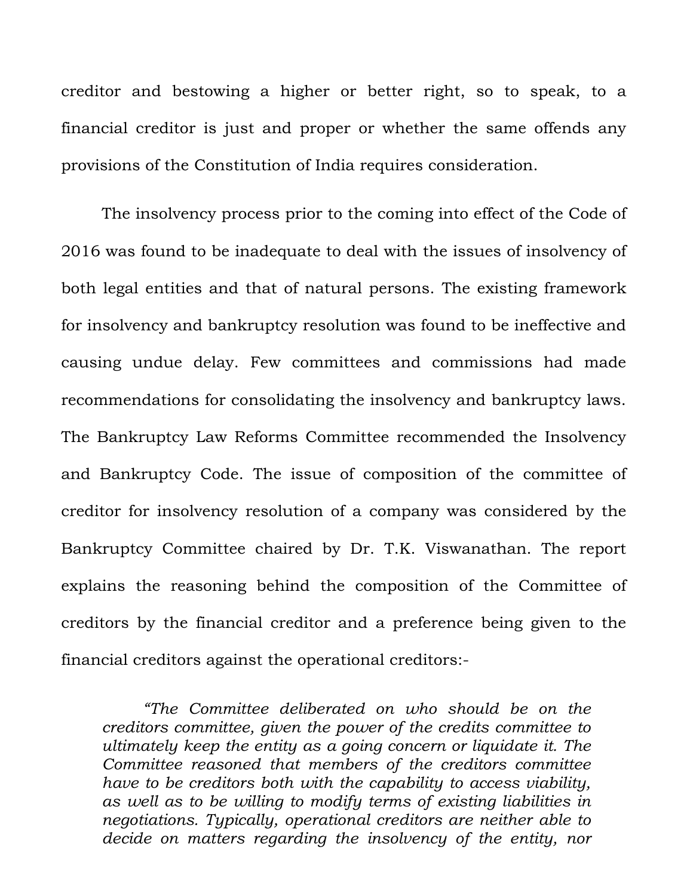creditor and bestowing a higher or better right, so to speak, to a financial creditor is just and proper or whether the same offends any provisions of the Constitution of India requires consideration.

The insolvency process prior to the coming into effect of the Code of 2016 was found to be inadequate to deal with the issues of insolvency of both legal entities and that of natural persons. The existing framework for insolvency and bankruptcy resolution was found to be ineffective and causing undue delay. Few committees and commissions had made recommendations for consolidating the insolvency and bankruptcy laws. The Bankruptcy Law Reforms Committee recommended the Insolvency and Bankruptcy Code. The issue of composition of the committee of creditor for insolvency resolution of a company was considered by the Bankruptcy Committee chaired by Dr. T.K. Viswanathan. The report explains the reasoning behind the composition of the Committee of creditors by the financial creditor and a preference being given to the financial creditors against the operational creditors:-

> *"The Committee deliberated on who should be on the creditors committee, given the power of the credits committee to ultimately keep the entity as a going concern or liquidate it. The Committee reasoned that members of the creditors committee have to be creditors both with the capability to access viability, as well as to be willing to modify terms of existing liabilities in negotiations. Typically, operational creditors are neither able to decide on matters regarding the insolvency of the entity, nor*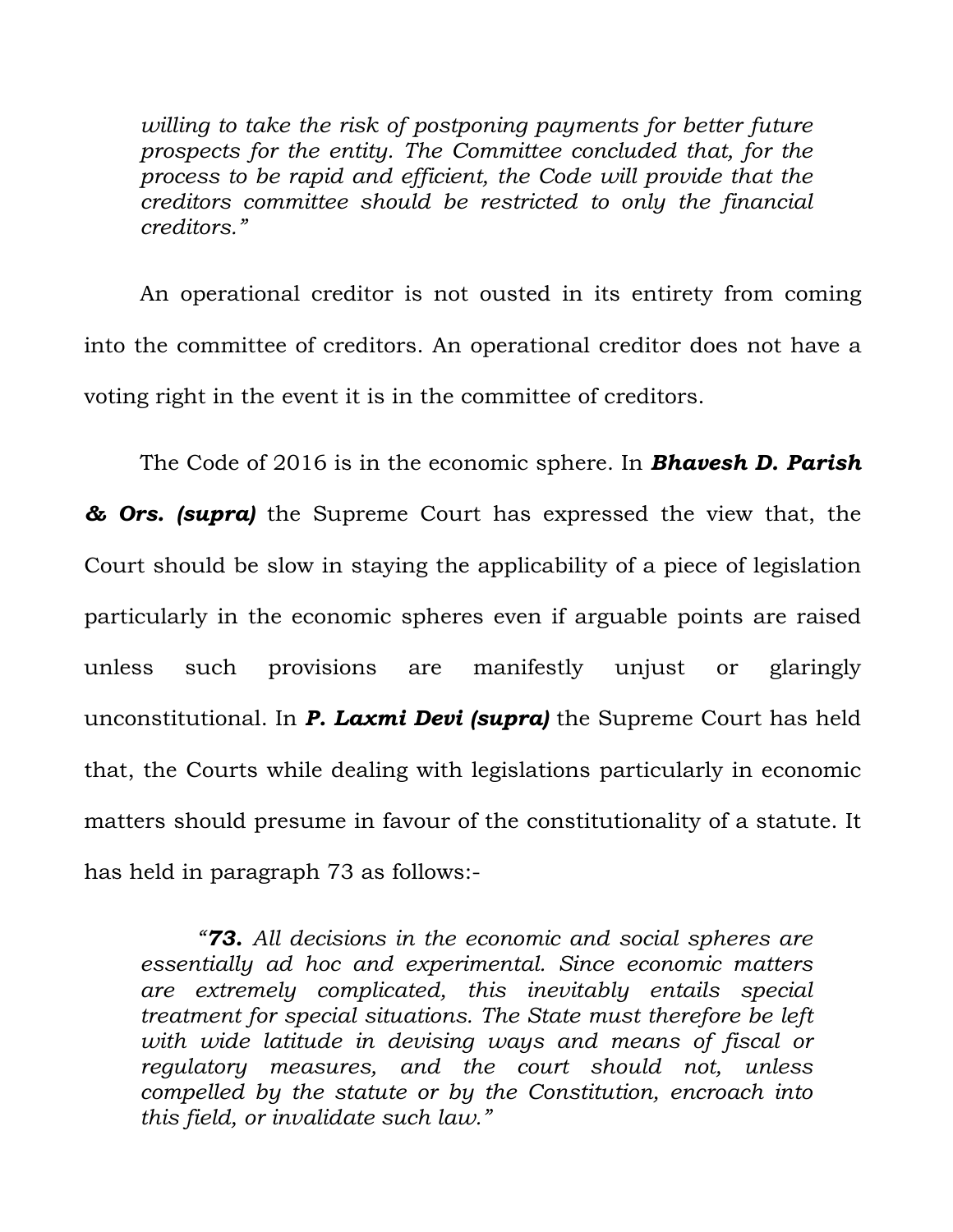> *willing to take the risk of postponing payments for better future prospects for the entity. The Committee concluded that, for the process to be rapid and efficient, the Code will provide that the creditors committee should be restricted to only the financial creditors."*

An operational creditor is not ousted in its entirety from coming into the committee of creditors. An operational creditor does not have a voting right in the event it is in the committee of creditors.

The Code of 2016 is in the economic sphere. In ***Bhavesh D. Parish & Ors. (supra)*** the Supreme Court has expressed the view that, the Court should be slow in staying the applicability of a piece of legislation particularly in the economic spheres even if arguable points are raised unless such provisions are manifestly unjust or glaringly unconstitutional. In ***P. Laxmi Devi (supra)*** the Supreme Court has held that, the Courts while dealing with legislations particularly in economic matters should presume in favour of the constitutionality of a statute. It has held in paragraph 73 as follows:-

> *"**73.** All decisions in the economic and social spheres are essentially ad hoc and experimental. Since economic matters are extremely complicated, this inevitably entails special treatment for special situations. The State must therefore be left with wide latitude in devising ways and means of fiscal or regulatory measures, and the court should not, unless compelled by the statute or by the Constitution, encroach into this field, or invalidate such law."*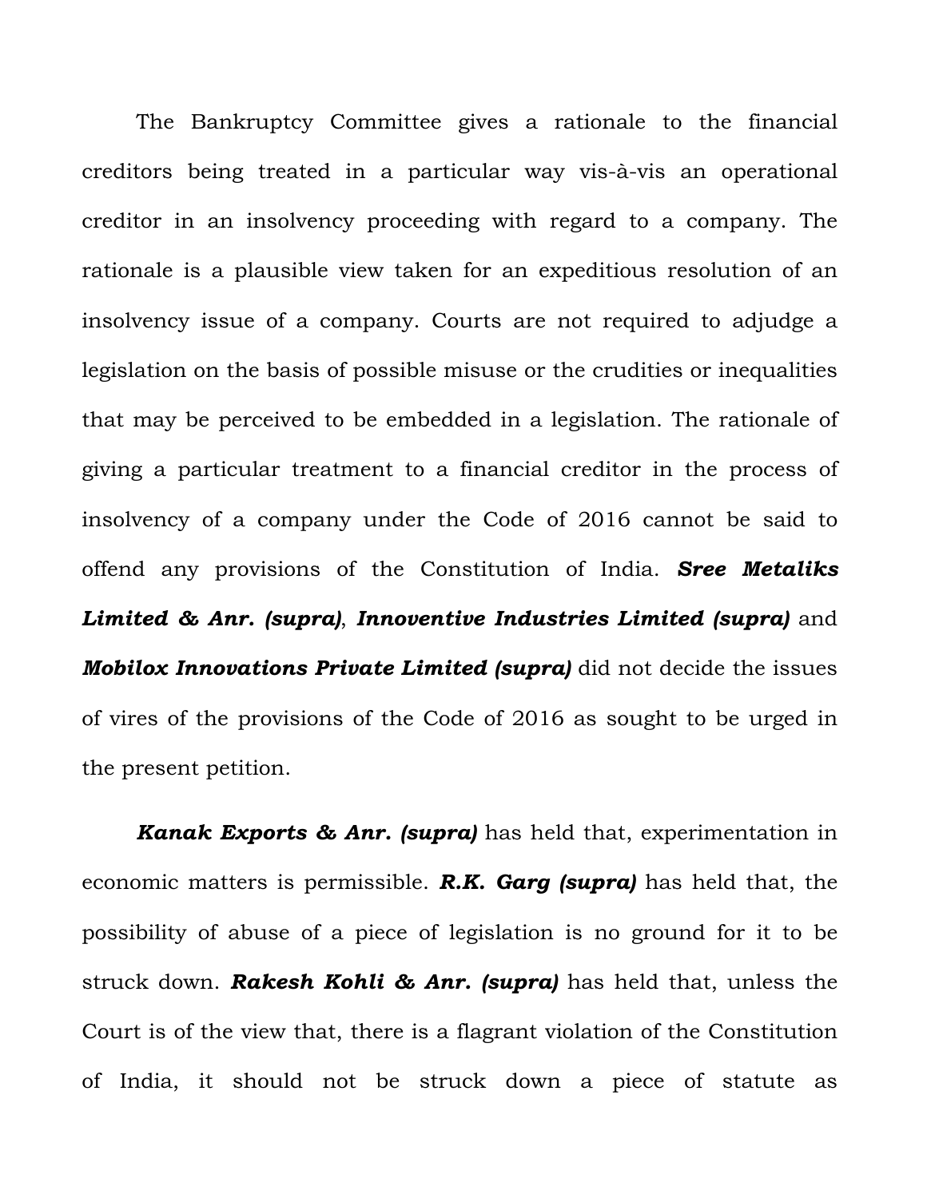The Bankruptcy Committee gives a rationale to the financial creditors being treated in a particular way vis-à-vis an operational creditor in an insolvency proceeding with regard to a company. The rationale is a plausible view taken for an expeditious resolution of an insolvency issue of a company. Courts are not required to adjudge a legislation on the basis of possible misuse or the crudities or inequalities that may be perceived to be embedded in a legislation. The rationale of giving a particular treatment to a financial creditor in the process of insolvency of a company under the Code of 2016 cannot be said to offend any provisions of the Constitution of India. ***Sree Metaliks Limited & Anr. (supra)***, ***Innoventive Industries Limited (supra)*** and ***Mobilox Innovations Private Limited (supra)*** did not decide the issues of vires of the provisions of the Code of 2016 as sought to be urged in the present petition.

***Kanak Exports & Anr. (supra)*** has held that, experimentation in economic matters is permissible. ***R.K. Garg (supra)*** has held that, the possibility of abuse of a piece of legislation is no ground for it to be struck down. ***Rakesh Kohli & Anr. (supra)*** has held that, unless the Court is of the view that, there is a flagrant violation of the Constitution of India, it should not be struck down a piece of statute as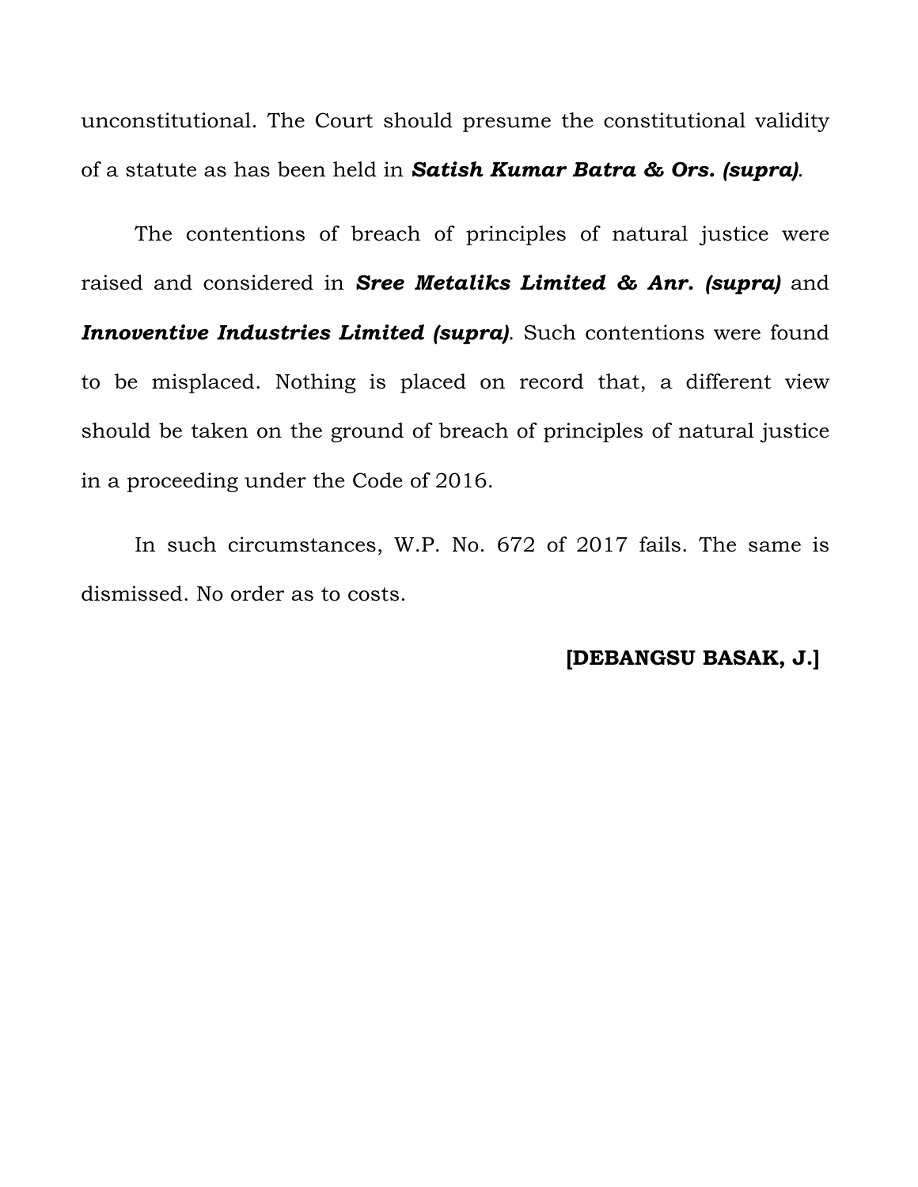unconstitutional. The Court should presume the constitutional validity of a statute as has been held in ***Satish Kumar Batra & Ors. (supra)***.

The contentions of breach of principles of natural justice were raised and considered in ***Sree Metaliks Limited & Anr. (supra)*** and ***Innoventive Industries Limited (supra)***. Such contentions were found to be misplaced. Nothing is placed on record that, a different view should be taken on the ground of breach of principles of natural justice in a proceeding under the Code of 2016.

In such circumstances, W.P. No. 672 of 2017 fails. The same is dismissed. No order as to costs.

**[DEBANGSU BASAK, J.]**